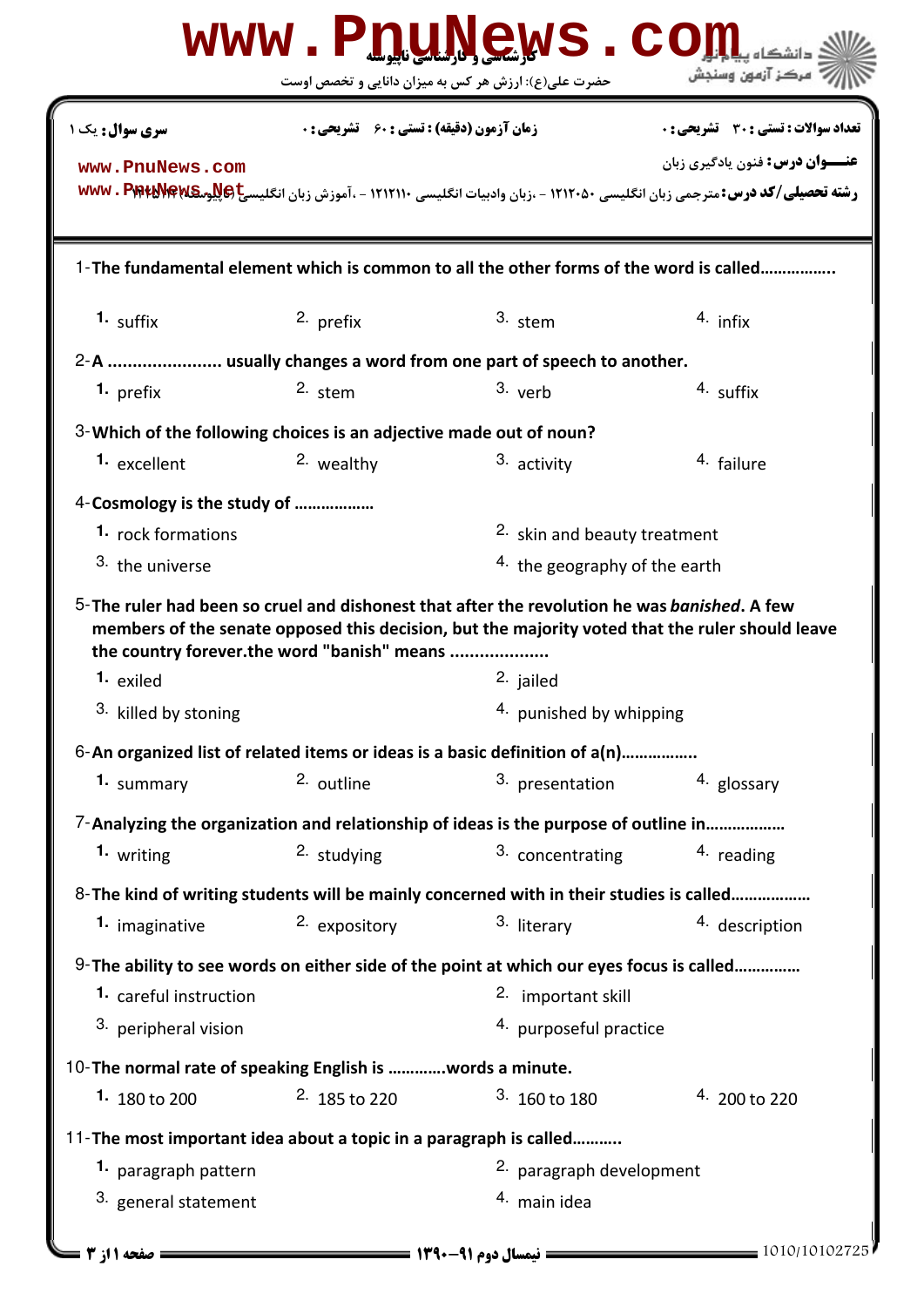کارشناسی و کارشناسی ناپیوسته

حضرت علی(ع): ارزش هر کس به میزان دانایی و تخصص اوست

دانشگاه پیام نور
مرکز آزمون وسنجش

**سری سوال:** یک ۱

**زمان آزمون (دقیقه) : تستی :** ۶۰ **تشریحی :** ۰

**تعداد سوالات : تستی :** ۳۰ **تشریحی :** ۰

**عنـــوان درس:** فنون یادگیری زبان

**رشته تحصیلی/کد درس:** مترجمی زبان انگلیسی ۱۲۱۲۰۵۰ - ،زبان وادبیات انگلیسی ۱۲۱۲۱۱۰ - ،آموزش زبان انگلیسی (چندبخشی) ۱۲۱۲۱۳۲

1-The fundamental element which is common to all the other forms of the word is called................

1. suffix
2. prefix
3. stem
4. infix

2-A ...................... usually changes a word from one part of speech to another.

1. prefix
2. stem
3. verb
4. suffix

3-Which of the following choices is an adjective made out of noun?

1. excellent
2. wealthy
3. activity
4. failure

4-Cosmology is the study of ..................

1. rock formations
2. skin and beauty treatment
3. the universe
4. the geography of the earth

5-The ruler had been so cruel and dishonest that after the revolution he was *banished*. A few members of the senate opposed this decision, but the majority voted that the ruler should leave the country forever.the word "banish" means ....................

1. exiled
2. jailed
3. killed by stoning
4. punished by whipping

6-An organized list of related items or ideas is a basic definition of a(n)................

1. summary
2. outline
3. presentation
4. glossary

7-Analyzing the organization and relationship of ideas is the purpose of outline in..................

1. writing
2. studying
3. concentrating
4. reading

8-The kind of writing students will be mainly concerned with in their studies is called.................

1. imaginative
2. expository
3. literary
4. description

9-The ability to see words on either side of the point at which our eyes focus is called..............

1. careful instruction
2. important skill
3. peripheral vision
4. purposeful practice

10-The normal rate of speaking English is ............words a minute.

1. 180 to 200
2. 185 to 220
3. 160 to 180
4. 200 to 220

11-The most important idea about a topic in a paragraph is called...........

1. paragraph pattern
2. paragraph development
3. general statement
4. main idea

نیمسال دوم ۹۱-۱۳۹۰

1010/10102725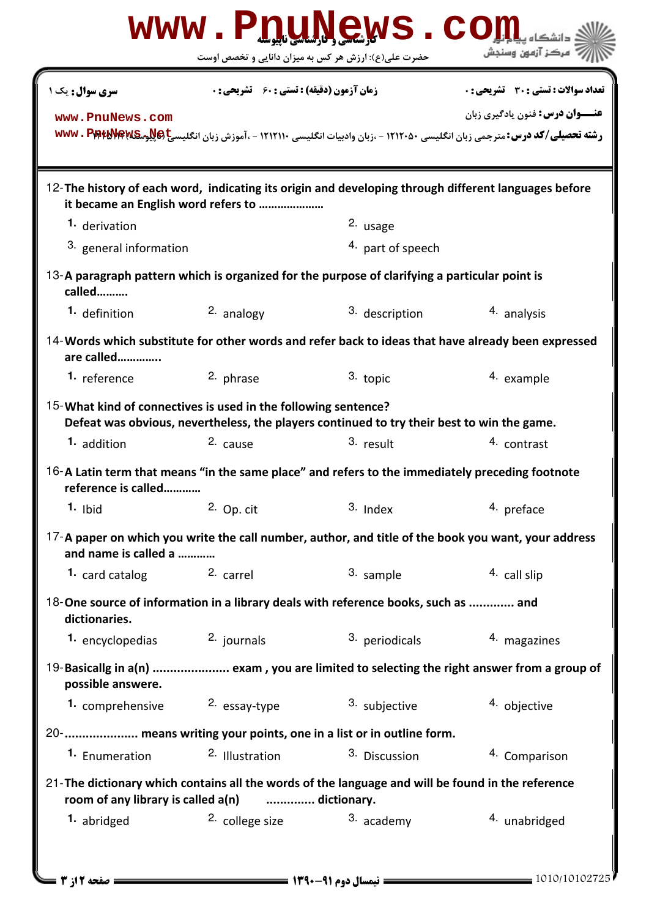| سری سوال: یک ۱ | زمان آزمون (دقیقه) : تستی : ۶۰ تشریحی : ۰ | تعداد سوالات : تستی : ۳۰ تشریحی : ۰ |
|---|---|---|

**عنـــوان درس:** فنون یادگیری زبان

**رشته تحصیلی/کد درس:** مترجمی زبان انگلیسی ۱۲۱۲۰۵۰ - ،زبان وادبیات انگلیسی ۱۲۱۲۱۱۰ - ،آموزش زبان انگلیسی (چندبخشی) ۱۲۱۲۱۴۳

12- **The history of each word, indicating its origin and developing through different languages before it became an English word refers to …………………**

1. derivation
2. usage
3. general information
4. part of speech

13- **A paragraph pattern which is organized for the purpose of clarifying a particular point is called……….**

1. definition
2. analogy
3. description
4. analysis

14- **Words which substitute for other words and refer back to ideas that have already been expressed are called…………..**

1. reference
2. phrase
3. topic
4. example

15- **What kind of connectives is used in the following sentence?**
**Defeat was obvious, nevertheless, the players continued to try their best to win the game.**

1. addition
2. cause
3. result
4. contrast

16- **A Latin term that means "in the same place" and refers to the immediately preceding footnote reference is called…………**

1. Ibid
2. Op. cit
3. Index
4. preface

17- **A paper on which you write the call number, author, and title of the book you want, your address and name is called a …………**

1. card catalog
2. carrel
3. sample
4. call slip

18- **One source of information in a library deals with reference books, such as …………. and dictionaries.**

1. encyclopedias
2. journals
3. periodicals
4. magazines

19- **Basicallg in a(n) ………………… exam , you are limited to selecting the right answer from a group of possible answere.**

1. comprehensive
2. essay-type
3. subjective
4. objective

20- **………………… means writing your points, one in a list or in outline form.**

1. Enumeration
2. Illustration
3. Discussion
4. Comparison

21- **The dictionary which contains all the words of the language and will be found in the reference room of any library is called a(n) ………….. dictionary.**

1. abridged
2. college size
3. academy
4. unabridged

نیمسال دوم ۹۱-۱۳۹۰

1010/10102725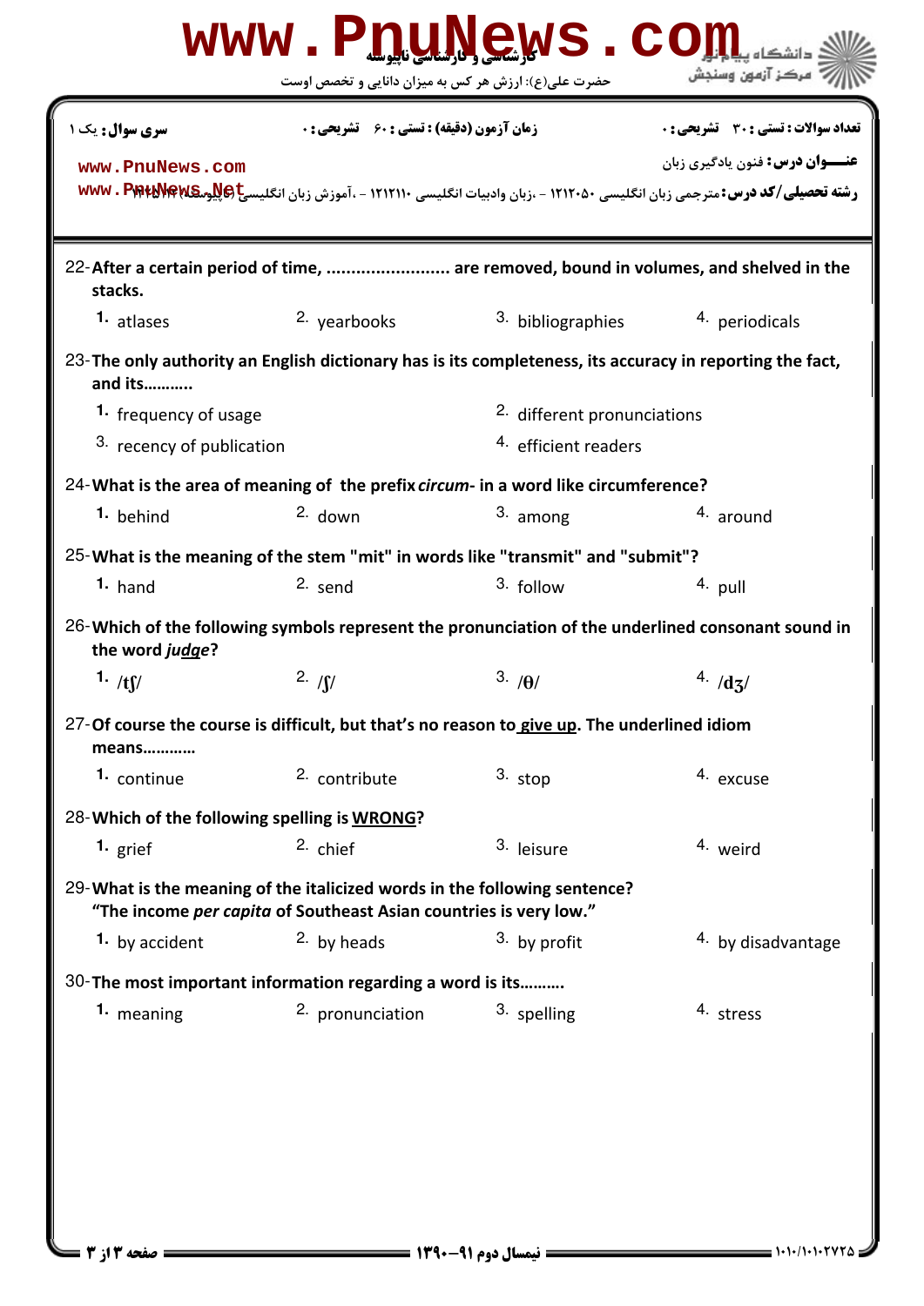سری سوال: یک ۱

زمان آزمون (دقیقه) : تستی : ۶۰ تشریحی : ۰

تعداد سوالات : تستی : ۳۰ تشریحی : ۰

**عنـــوان درس:** فنون یادگیری زبان

**رشته تحصیلی/کد درس:** مترجمی زبان انگلیسی ۱۲۱۲۰۵۰ - ،زبان وادبیات انگلیسی ۱۲۱۲۱۱۰ - ،آموزش زبان انگلیسی (چندبخشی) ۱۲۲۵۱۲۹

22- **After a certain period of time, ........................ are removed, bound in volumes, and shelved in the stacks.**

1. atlases
2. yearbooks
3. bibliographies
4. periodicals

23- **The only authority an English dictionary has is its completeness, its accuracy in reporting the fact, and its...........**

1. frequency of usage
2. different pronunciations
3. recency of publication
4. efficient readers

24- **What is the area of meaning of the prefix *circum-* in a word like circumference?**

1. behind
2. down
3. among
4. around

25- **What is the meaning of the stem "mit" in words like "transmit" and "submit"?**

1. hand
2. send
3. follow
4. pull

26- **Which of the following symbols represent the pronunciation of the underlined consonant sound in the word *judge*?**

1. /tʃ/
2. /ʃ/
3. /θ/
4. /dʒ/

27- **Of course the course is difficult, but that's no reason to give up. The underlined idiom means............**

1. continue
2. contribute
3. stop
4. excuse

28- **Which of the following spelling is WRONG?**

1. grief
2. chief
3. leisure
4. weird

29- **What is the meaning of the italicized words in the following sentence?**
**"The income *per capita* of Southeast Asian countries is very low."**

1. by accident
2. by heads
3. by profit
4. by disadvantage

30- **The most important information regarding a word is its..........**

1. meaning
2. pronunciation
3. spelling
4. stress